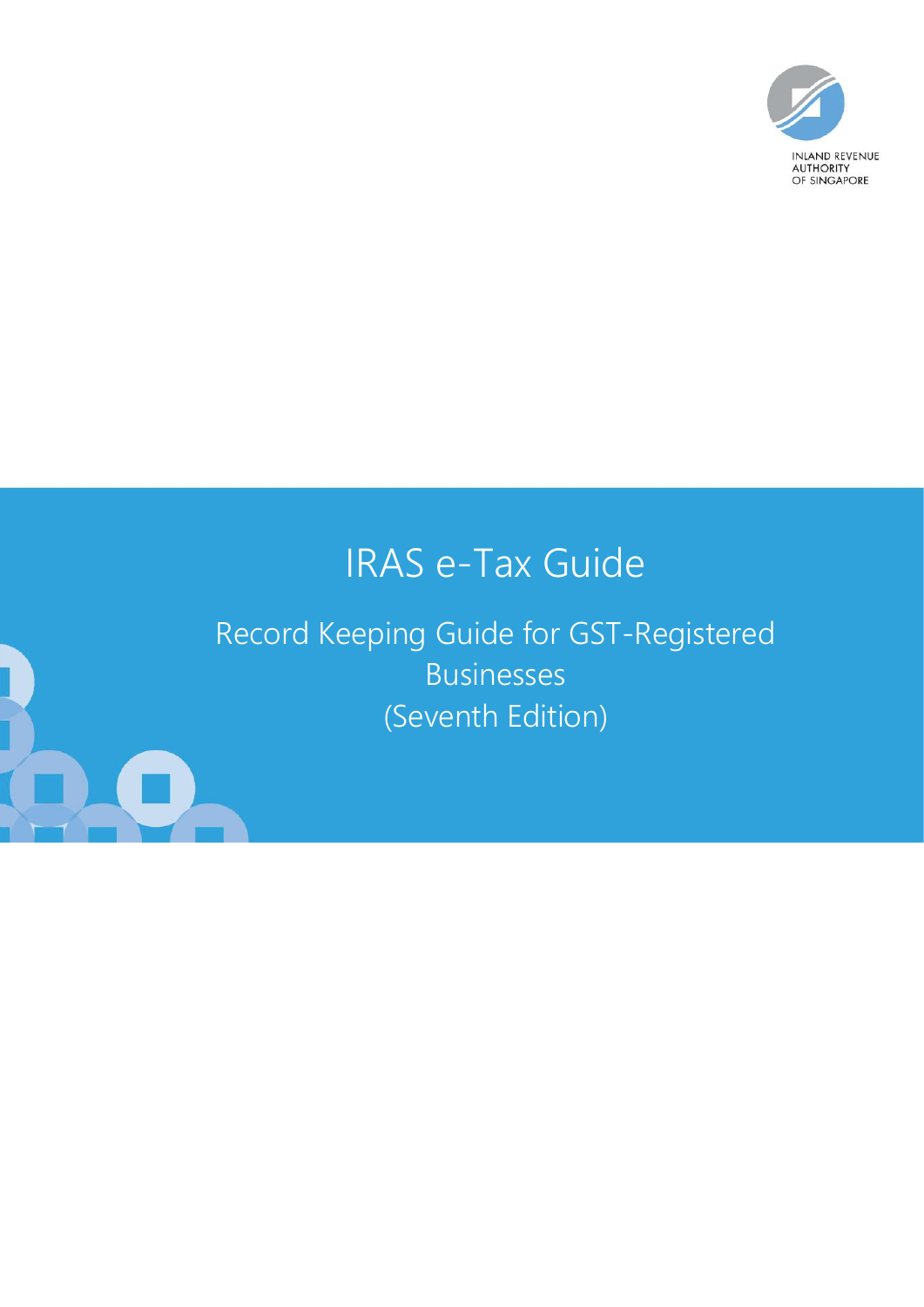INLAND REVENUE AUTHORITY OF SINGAPORE

# IRAS e-Tax Guide

## Record Keeping Guide for GST-Registered Businesses (Seventh Edition)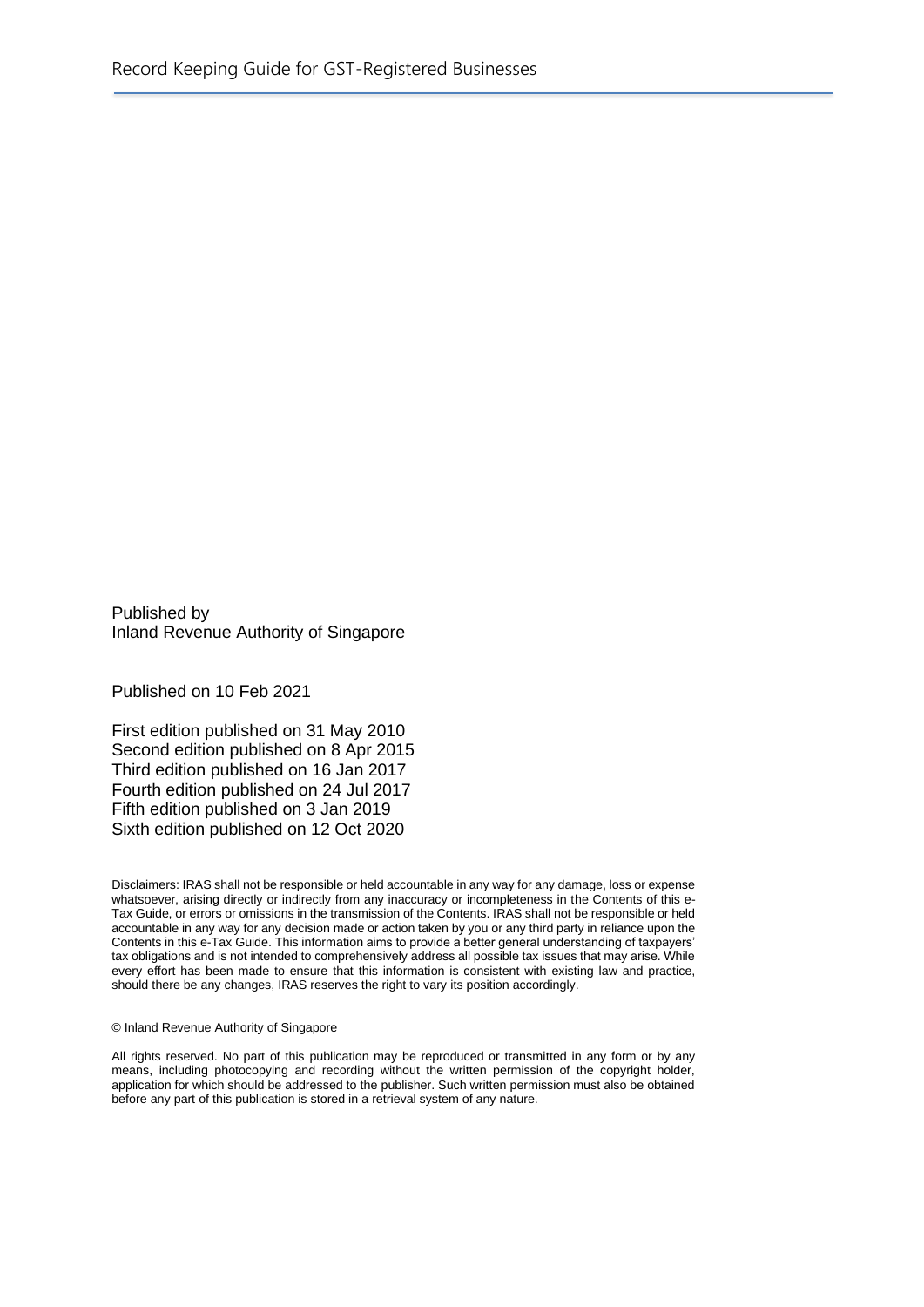Published by
Inland Revenue Authority of Singapore

Published on 10 Feb 2021

First edition published on 31 May 2010
Second edition published on 8 Apr 2015
Third edition published on 16 Jan 2017
Fourth edition published on 24 Jul 2017
Fifth edition published on 3 Jan 2019
Sixth edition published on 12 Oct 2020

Disclaimers: IRAS shall not be responsible or held accountable in any way for any damage, loss or expense whatsoever, arising directly or indirectly from any inaccuracy or incompleteness in the Contents of this e-Tax Guide, or errors or omissions in the transmission of the Contents. IRAS shall not be responsible or held accountable in any way for any decision made or action taken by you or any third party in reliance upon the Contents in this e-Tax Guide. This information aims to provide a better general understanding of taxpayers' tax obligations and is not intended to comprehensively address all possible tax issues that may arise. While every effort has been made to ensure that this information is consistent with existing law and practice, should there be any changes, IRAS reserves the right to vary its position accordingly.

© Inland Revenue Authority of Singapore

All rights reserved. No part of this publication may be reproduced or transmitted in any form or by any means, including photocopying and recording without the written permission of the copyright holder, application for which should be addressed to the publisher. Such written permission must also be obtained before any part of this publication is stored in a retrieval system of any nature.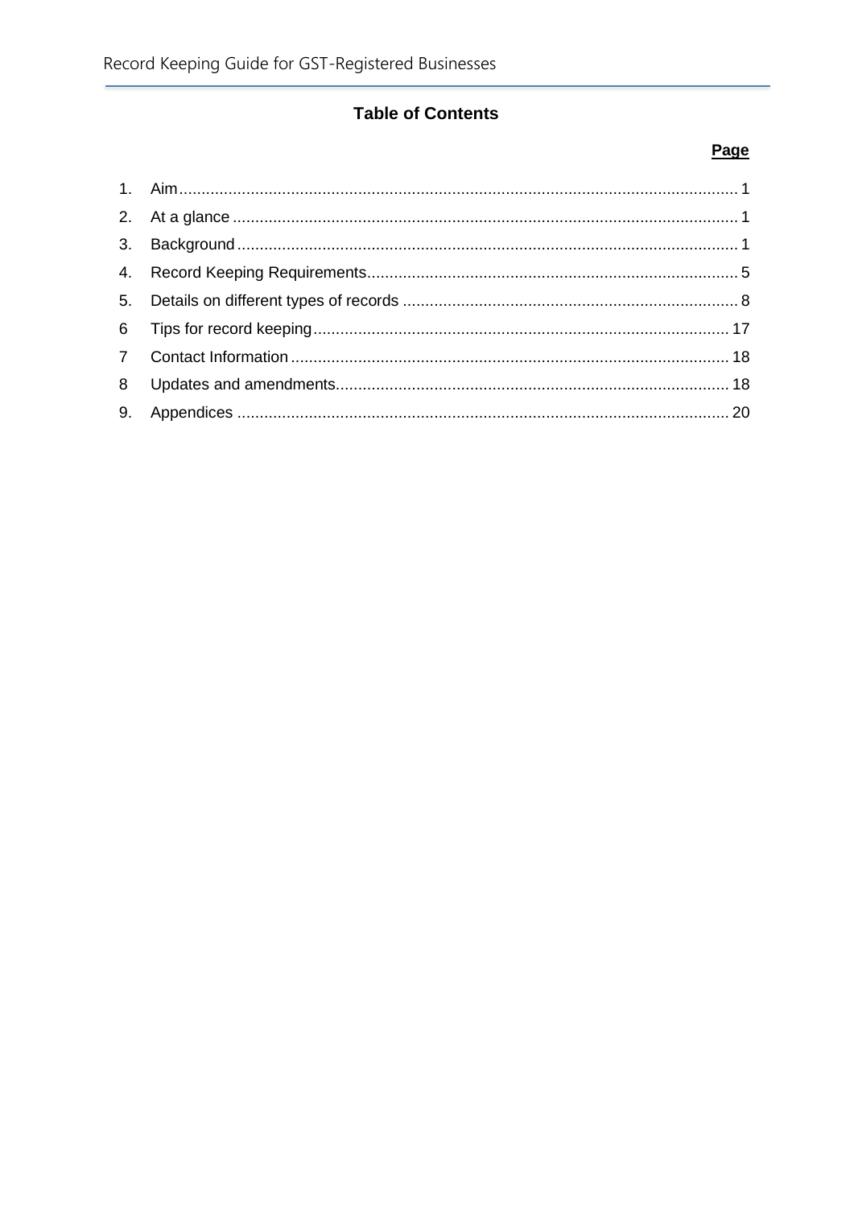# Table of Contents

| | | Page |
|---|---|---|
| 1. | Aim | 1 |
| 2. | At a glance | 1 |
| 3. | Background | 1 |
| 4. | Record Keeping Requirements | 5 |
| 5. | Details on different types of records | 8 |
| 6 | Tips for record keeping | 17 |
| 7 | Contact Information | 18 |
| 8 | Updates and amendments | 18 |
| 9. | Appendices | 20 |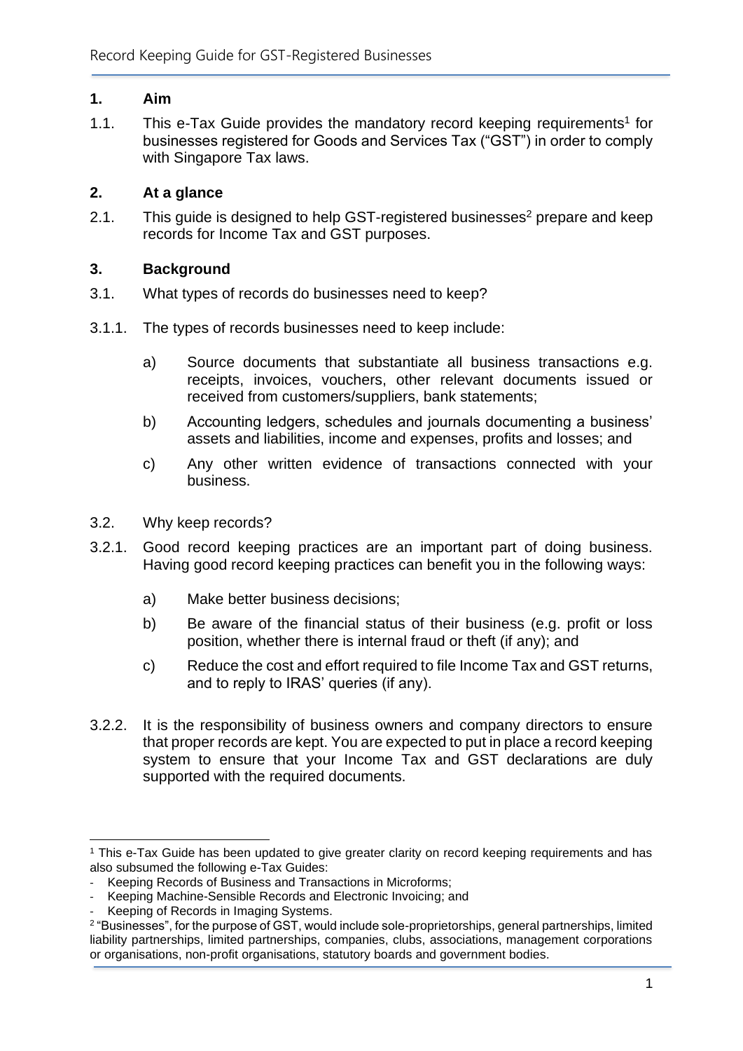## 1. Aim

1.1. This e-Tax Guide provides the mandatory record keeping requirements[1] for businesses registered for Goods and Services Tax ("GST") in order to comply with Singapore Tax laws.

## 2. At a glance

2.1. This guide is designed to help GST-registered businesses[2] prepare and keep records for Income Tax and GST purposes.

## 3. Background

3.1. What types of records do businesses need to keep?

3.1.1. The types of records businesses need to keep include:

a) Source documents that substantiate all business transactions e.g. receipts, invoices, vouchers, other relevant documents issued or received from customers/suppliers, bank statements;

b) Accounting ledgers, schedules and journals documenting a business' assets and liabilities, income and expenses, profits and losses; and

c) Any other written evidence of transactions connected with your business.

3.2. Why keep records?

3.2.1. Good record keeping practices are an important part of doing business. Having good record keeping practices can benefit you in the following ways:

a) Make better business decisions;

b) Be aware of the financial status of their business (e.g. profit or loss position, whether there is internal fraud or theft (if any); and

c) Reduce the cost and effort required to file Income Tax and GST returns, and to reply to IRAS' queries (if any).

3.2.2. It is the responsibility of business owners and company directors to ensure that proper records are kept. You are expected to put in place a record keeping system to ensure that your Income Tax and GST declarations are duly supported with the required documents.

---

[1] This e-Tax Guide has been updated to give greater clarity on record keeping requirements and has also subsumed the following e-Tax Guides:

- Keeping Records of Business and Transactions in Microforms;
- Keeping Machine-Sensible Records and Electronic Invoicing; and
- Keeping of Records in Imaging Systems.

[2] "Businesses", for the purpose of GST, would include sole-proprietorships, general partnerships, limited liability partnerships, limited partnerships, companies, clubs, associations, management corporations or organisations, non-profit organisations, statutory boards and government bodies.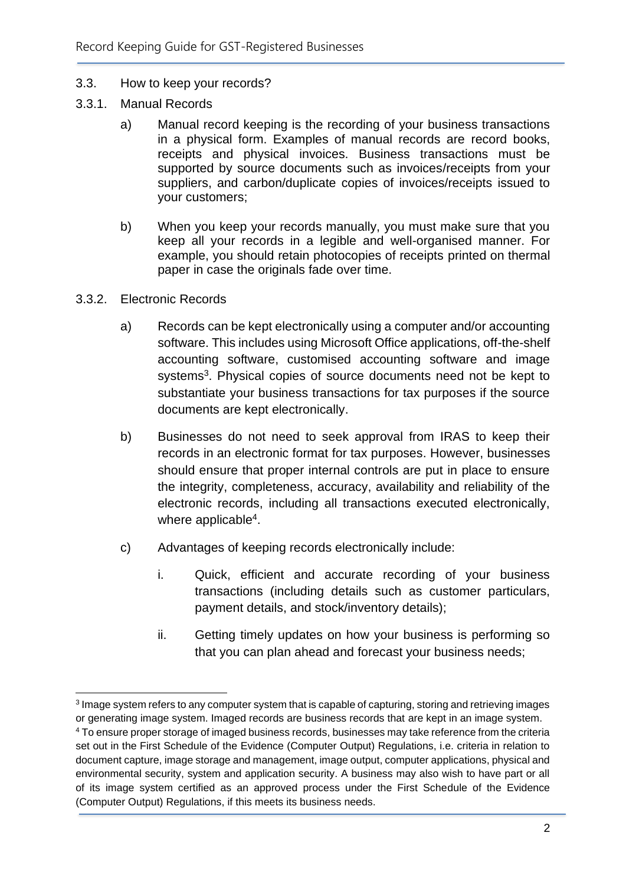### 3.3. How to keep your records?

#### 3.3.1. Manual Records

a) Manual record keeping is the recording of your business transactions in a physical form. Examples of manual records are record books, receipts and physical invoices. Business transactions must be supported by source documents such as invoices/receipts from your suppliers, and carbon/duplicate copies of invoices/receipts issued to your customers;

b) When you keep your records manually, you must make sure that you keep all your records in a legible and well-organised manner. For example, you should retain photocopies of receipts printed on thermal paper in case the originals fade over time.

#### 3.3.2. Electronic Records

a) Records can be kept electronically using a computer and/or accounting software. This includes using Microsoft Office applications, off-the-shelf accounting software, customised accounting software and image systems[3]. Physical copies of source documents need not be kept to substantiate your business transactions for tax purposes if the source documents are kept electronically.

b) Businesses do not need to seek approval from IRAS to keep their records in an electronic format for tax purposes. However, businesses should ensure that proper internal controls are put in place to ensure the integrity, completeness, accuracy, availability and reliability of the electronic records, including all transactions executed electronically, where applicable[4].

c) Advantages of keeping records electronically include:

   i. Quick, efficient and accurate recording of your business transactions (including details such as customer particulars, payment details, and stock/inventory details);

   ii. Getting timely updates on how your business is performing so that you can plan ahead and forecast your business needs;

---

[3] Image system refers to any computer system that is capable of capturing, storing and retrieving images or generating image system. Imaged records are business records that are kept in an image system.

[4] To ensure proper storage of imaged business records, businesses may take reference from the criteria set out in the First Schedule of the Evidence (Computer Output) Regulations, i.e. criteria in relation to document capture, image storage and management, image output, computer applications, physical and environmental security, system and application security. A business may also wish to have part or all of its image system certified as an approved process under the First Schedule of the Evidence (Computer Output) Regulations, if this meets its business needs.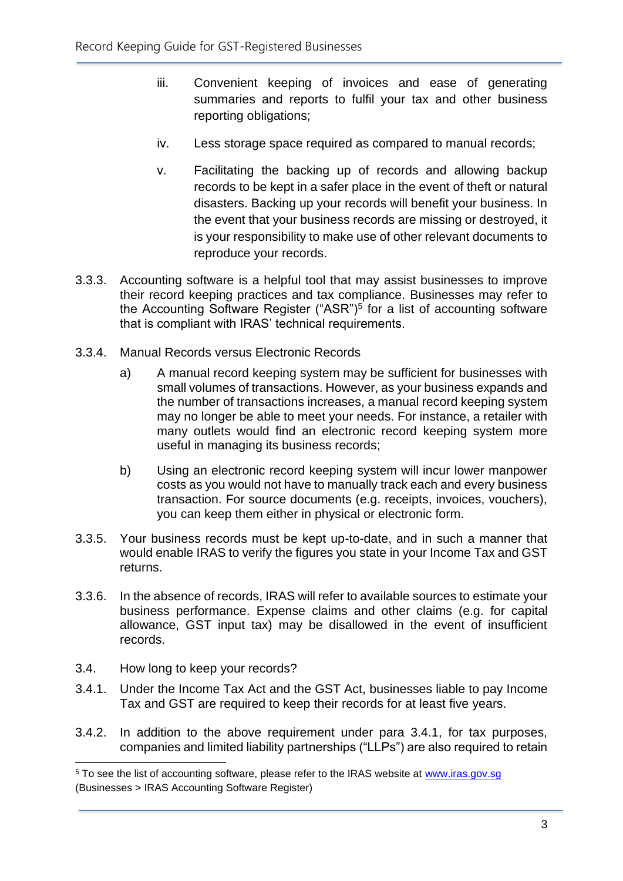iii. Convenient keeping of invoices and ease of generating summaries and reports to fulfil your tax and other business reporting obligations;

iv. Less storage space required as compared to manual records;

v. Facilitating the backing up of records and allowing backup records to be kept in a safer place in the event of theft or natural disasters. Backing up your records will benefit your business. In the event that your business records are missing or destroyed, it is your responsibility to make use of other relevant documents to reproduce your records.

3.3.3. Accounting software is a helpful tool that may assist businesses to improve their record keeping practices and tax compliance. Businesses may refer to the Accounting Software Register ("ASR")[5] for a list of accounting software that is compliant with IRAS' technical requirements.

3.3.4. Manual Records versus Electronic Records

a) A manual record keeping system may be sufficient for businesses with small volumes of transactions. However, as your business expands and the number of transactions increases, a manual record keeping system may no longer be able to meet your needs. For instance, a retailer with many outlets would find an electronic record keeping system more useful in managing its business records;

b) Using an electronic record keeping system will incur lower manpower costs as you would not have to manually track each and every business transaction. For source documents (e.g. receipts, invoices, vouchers), you can keep them either in physical or electronic form.

3.3.5. Your business records must be kept up-to-date, and in such a manner that would enable IRAS to verify the figures you state in your Income Tax and GST returns.

3.3.6. In the absence of records, IRAS will refer to available sources to estimate your business performance. Expense claims and other claims (e.g. for capital allowance, GST input tax) may be disallowed in the event of insufficient records.

## 3.4. How long to keep your records?

3.4.1. Under the Income Tax Act and the GST Act, businesses liable to pay Income Tax and GST are required to keep their records for at least five years.

3.4.2. In addition to the above requirement under para 3.4.1, for tax purposes, companies and limited liability partnerships ("LLPs") are also required to retain

---

[5] To see the list of accounting software, please refer to the IRAS website at www.iras.gov.sg (Businesses > IRAS Accounting Software Register)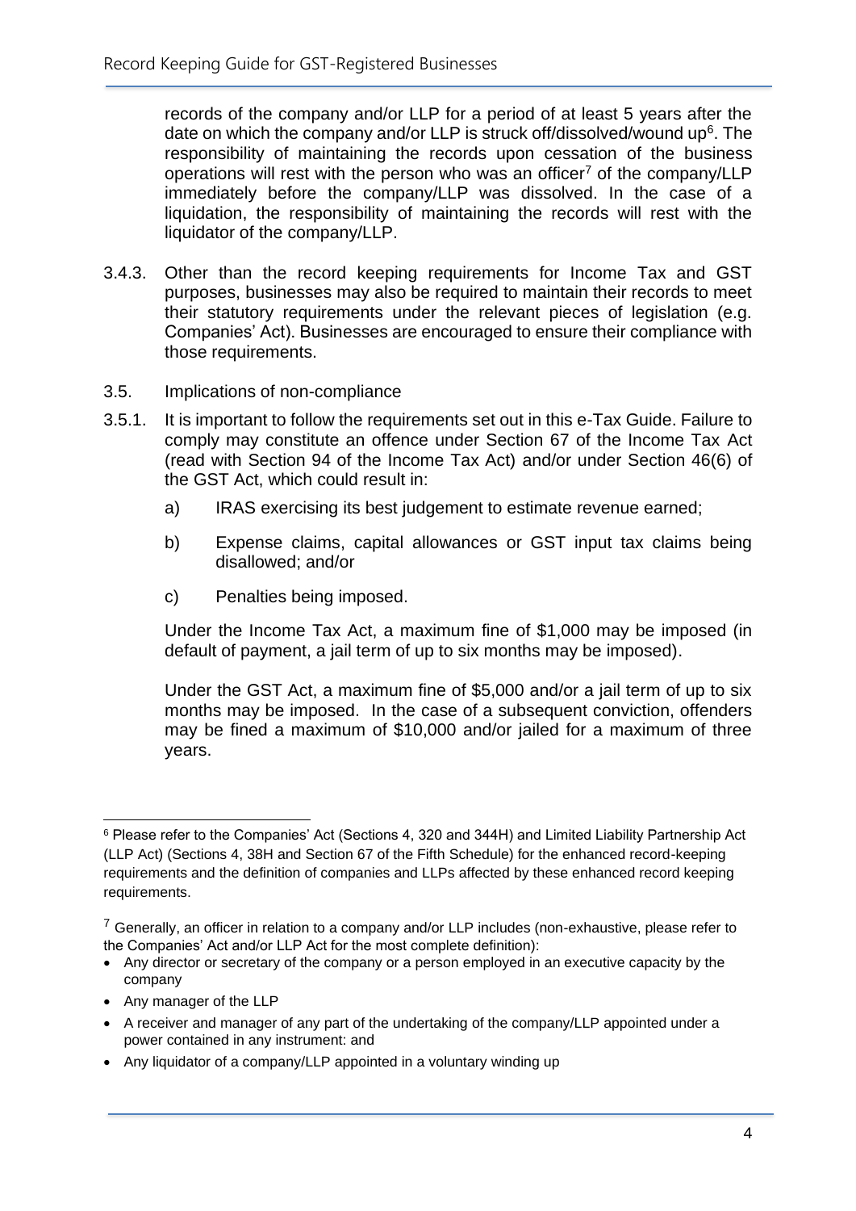records of the company and/or LLP for a period of at least 5 years after the date on which the company and/or LLP is struck off/dissolved/wound up[6]. The responsibility of maintaining the records upon cessation of the business operations will rest with the person who was an officer[7] of the company/LLP immediately before the company/LLP was dissolved. In the case of a liquidation, the responsibility of maintaining the records will rest with the liquidator of the company/LLP.

3.4.3. Other than the record keeping requirements for Income Tax and GST purposes, businesses may also be required to maintain their records to meet their statutory requirements under the relevant pieces of legislation (e.g. Companies' Act). Businesses are encouraged to ensure their compliance with those requirements.

## 3.5. Implications of non-compliance

3.5.1. It is important to follow the requirements set out in this e-Tax Guide. Failure to comply may constitute an offence under Section 67 of the Income Tax Act (read with Section 94 of the Income Tax Act) and/or under Section 46(6) of the GST Act, which could result in:

a) IRAS exercising its best judgement to estimate revenue earned;

b) Expense claims, capital allowances or GST input tax claims being disallowed; and/or

c) Penalties being imposed.

Under the Income Tax Act, a maximum fine of $1,000 may be imposed (in default of payment, a jail term of up to six months may be imposed).

Under the GST Act, a maximum fine of $5,000 and/or a jail term of up to six months may be imposed. In the case of a subsequent conviction, offenders may be fined a maximum of $10,000 and/or jailed for a maximum of three years.

---

[6] Please refer to the Companies' Act (Sections 4, 320 and 344H) and Limited Liability Partnership Act (LLP Act) (Sections 4, 38H and Section 67 of the Fifth Schedule) for the enhanced record-keeping requirements and the definition of companies and LLPs affected by these enhanced record keeping requirements.

[7] Generally, an officer in relation to a company and/or LLP includes (non-exhaustive, please refer to the Companies' Act and/or LLP Act for the most complete definition):

- Any director or secretary of the company or a person employed in an executive capacity by the company
- Any manager of the LLP
- A receiver and manager of any part of the undertaking of the company/LLP appointed under a power contained in any instrument: and
- Any liquidator of a company/LLP appointed in a voluntary winding up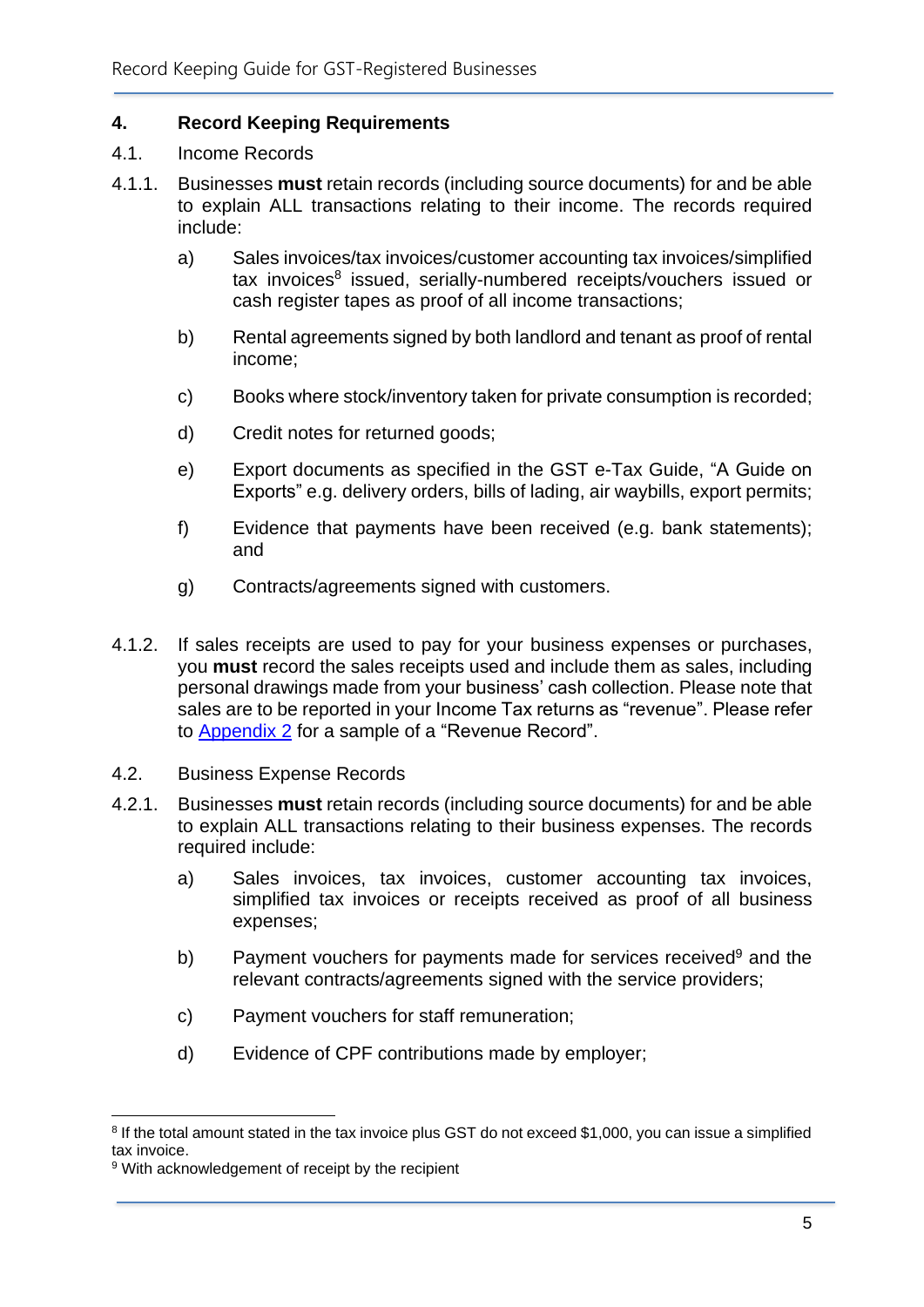## 4. Record Keeping Requirements

### 4.1. Income Records

4.1.1. Businesses **must** retain records (including source documents) for and be able to explain ALL transactions relating to their income. The records required include:

a) Sales invoices/tax invoices/customer accounting tax invoices/simplified tax invoices[8] issued, serially-numbered receipts/vouchers issued or cash register tapes as proof of all income transactions;

b) Rental agreements signed by both landlord and tenant as proof of rental income;

c) Books where stock/inventory taken for private consumption is recorded;

d) Credit notes for returned goods;

e) Export documents as specified in the GST e-Tax Guide, "A Guide on Exports" e.g. delivery orders, bills of lading, air waybills, export permits;

f) Evidence that payments have been received (e.g. bank statements); and

g) Contracts/agreements signed with customers.

4.1.2. If sales receipts are used to pay for your business expenses or purchases, you **must** record the sales receipts used and include them as sales, including personal drawings made from your business' cash collection. Please note that sales are to be reported in your Income Tax returns as "revenue". Please refer to Appendix 2 for a sample of a "Revenue Record".

### 4.2. Business Expense Records

4.2.1. Businesses **must** retain records (including source documents) for and be able to explain ALL transactions relating to their business expenses. The records required include:

a) Sales invoices, tax invoices, customer accounting tax invoices, simplified tax invoices or receipts received as proof of all business expenses;

b) Payment vouchers for payments made for services received[9] and the relevant contracts/agreements signed with the service providers;

c) Payment vouchers for staff remuneration;

d) Evidence of CPF contributions made by employer;

---

[8] If the total amount stated in the tax invoice plus GST do not exceed $1,000, you can issue a simplified tax invoice.

[9] With acknowledgement of receipt by the recipient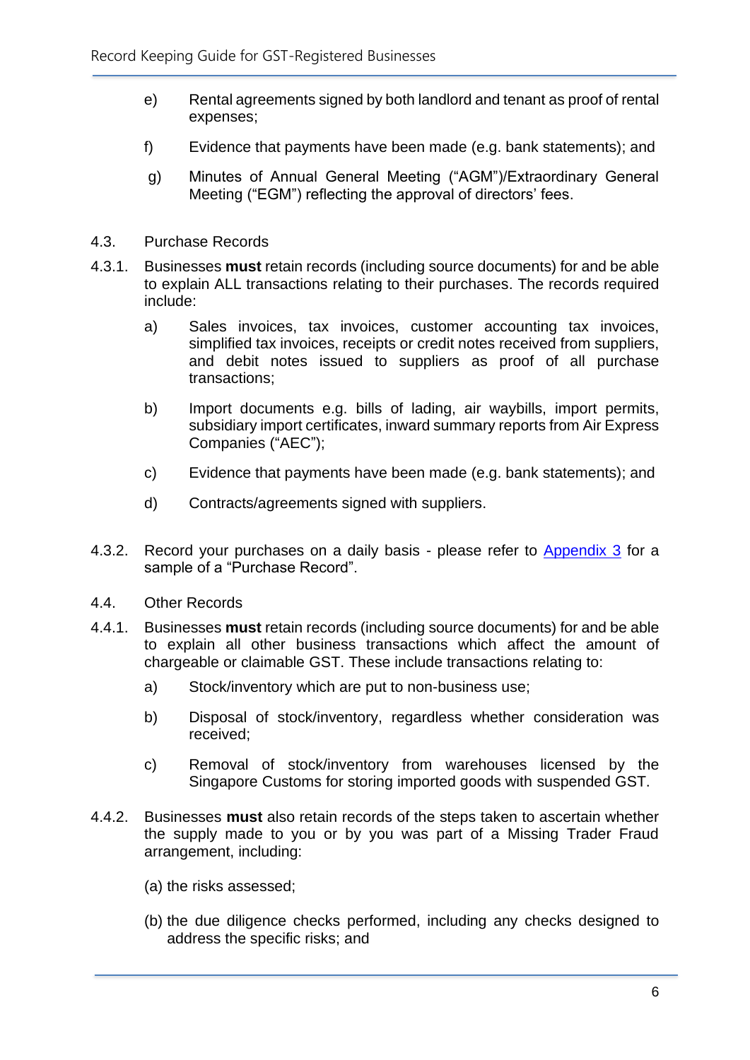e) Rental agreements signed by both landlord and tenant as proof of rental expenses;

f) Evidence that payments have been made (e.g. bank statements); and

g) Minutes of Annual General Meeting ("AGM")/Extraordinary General Meeting ("EGM") reflecting the approval of directors' fees.

4.3. Purchase Records

4.3.1. Businesses **must** retain records (including source documents) for and be able to explain ALL transactions relating to their purchases. The records required include:

a) Sales invoices, tax invoices, customer accounting tax invoices, simplified tax invoices, receipts or credit notes received from suppliers, and debit notes issued to suppliers as proof of all purchase transactions;

b) Import documents e.g. bills of lading, air waybills, import permits, subsidiary import certificates, inward summary reports from Air Express Companies ("AEC");

c) Evidence that payments have been made (e.g. bank statements); and

d) Contracts/agreements signed with suppliers.

4.3.2. Record your purchases on a daily basis - please refer to Appendix 3 for a sample of a "Purchase Record".

4.4. Other Records

4.4.1. Businesses **must** retain records (including source documents) for and be able to explain all other business transactions which affect the amount of chargeable or claimable GST. These include transactions relating to:

a) Stock/inventory which are put to non-business use;

b) Disposal of stock/inventory, regardless whether consideration was received;

c) Removal of stock/inventory from warehouses licensed by the Singapore Customs for storing imported goods with suspended GST.

4.4.2. Businesses **must** also retain records of the steps taken to ascertain whether the supply made to you or by you was part of a Missing Trader Fraud arrangement, including:

(a) the risks assessed;

(b) the due diligence checks performed, including any checks designed to address the specific risks; and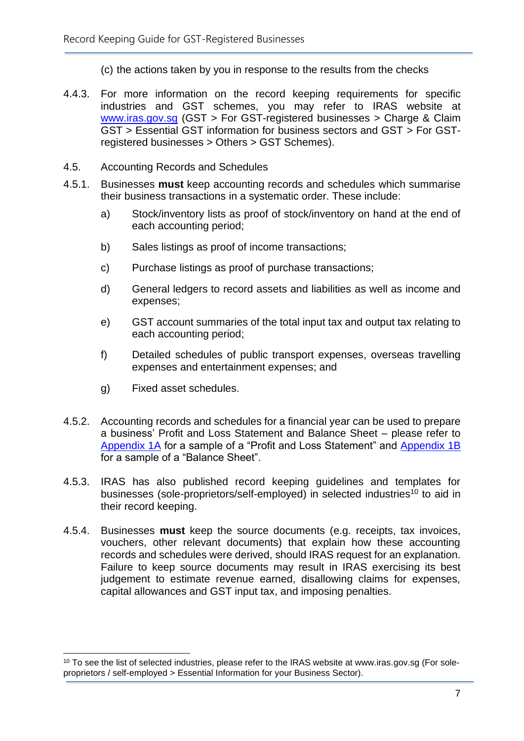(c) the actions taken by you in response to the results from the checks

4.4.3. For more information on the record keeping requirements for specific industries and GST schemes, you may refer to IRAS website at [www.iras.gov.sg](http://www.iras.gov.sg) (GST > For GST-registered businesses > Charge & Claim GST > Essential GST information for business sectors and GST > For GST-registered businesses > Others > GST Schemes).

## 4.5. Accounting Records and Schedules

4.5.1. Businesses **must** keep accounting records and schedules which summarise their business transactions in a systematic order. These include:

a) Stock/inventory lists as proof of stock/inventory on hand at the end of each accounting period;

b) Sales listings as proof of income transactions;

c) Purchase listings as proof of purchase transactions;

d) General ledgers to record assets and liabilities as well as income and expenses;

e) GST account summaries of the total input tax and output tax relating to each accounting period;

f) Detailed schedules of public transport expenses, overseas travelling expenses and entertainment expenses; and

g) Fixed asset schedules.

4.5.2. Accounting records and schedules for a financial year can be used to prepare a business' Profit and Loss Statement and Balance Sheet – please refer to Appendix 1A for a sample of a "Profit and Loss Statement" and Appendix 1B for a sample of a "Balance Sheet".

4.5.3. IRAS has also published record keeping guidelines and templates for businesses (sole-proprietors/self-employed) in selected industries[10] to aid in their record keeping.

4.5.4. Businesses **must** keep the source documents (e.g. receipts, tax invoices, vouchers, other relevant documents) that explain how these accounting records and schedules were derived, should IRAS request for an explanation. Failure to keep source documents may result in IRAS exercising its best judgement to estimate revenue earned, disallowing claims for expenses, capital allowances and GST input tax, and imposing penalties.

---

[10] To see the list of selected industries, please refer to the IRAS website at www.iras.gov.sg (For sole-proprietors / self-employed > Essential Information for your Business Sector).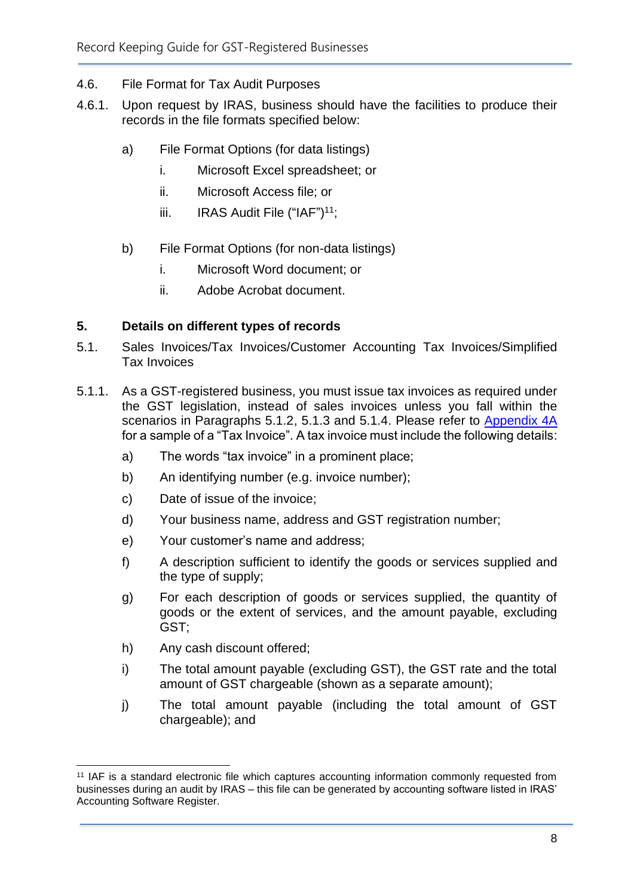4.6. File Format for Tax Audit Purposes

4.6.1. Upon request by IRAS, business should have the facilities to produce their records in the file formats specified below:

a) File Format Options (for data listings)
   - i. Microsoft Excel spreadsheet; or
   - ii. Microsoft Access file; or
   - iii. IRAS Audit File ("IAF")[11];

b) File Format Options (for non-data listings)
   - i. Microsoft Word document; or
   - ii. Adobe Acrobat document.

## 5. Details on different types of records

5.1. Sales Invoices/Tax Invoices/Customer Accounting Tax Invoices/Simplified Tax Invoices

5.1.1. As a GST-registered business, you must issue tax invoices as required under the GST legislation, instead of sales invoices unless you fall within the scenarios in Paragraphs 5.1.2, 5.1.3 and 5.1.4. Please refer to Appendix 4A for a sample of a "Tax Invoice". A tax invoice must include the following details:

a) The words "tax invoice" in a prominent place;

b) An identifying number (e.g. invoice number);

c) Date of issue of the invoice;

d) Your business name, address and GST registration number;

e) Your customer's name and address;

f) A description sufficient to identify the goods or services supplied and the type of supply;

g) For each description of goods or services supplied, the quantity of goods or the extent of services, and the amount payable, excluding GST;

h) Any cash discount offered;

i) The total amount payable (excluding GST), the GST rate and the total amount of GST chargeable (shown as a separate amount);

j) The total amount payable (including the total amount of GST chargeable); and

[11] IAF is a standard electronic file which captures accounting information commonly requested from businesses during an audit by IRAS – this file can be generated by accounting software listed in IRAS' Accounting Software Register.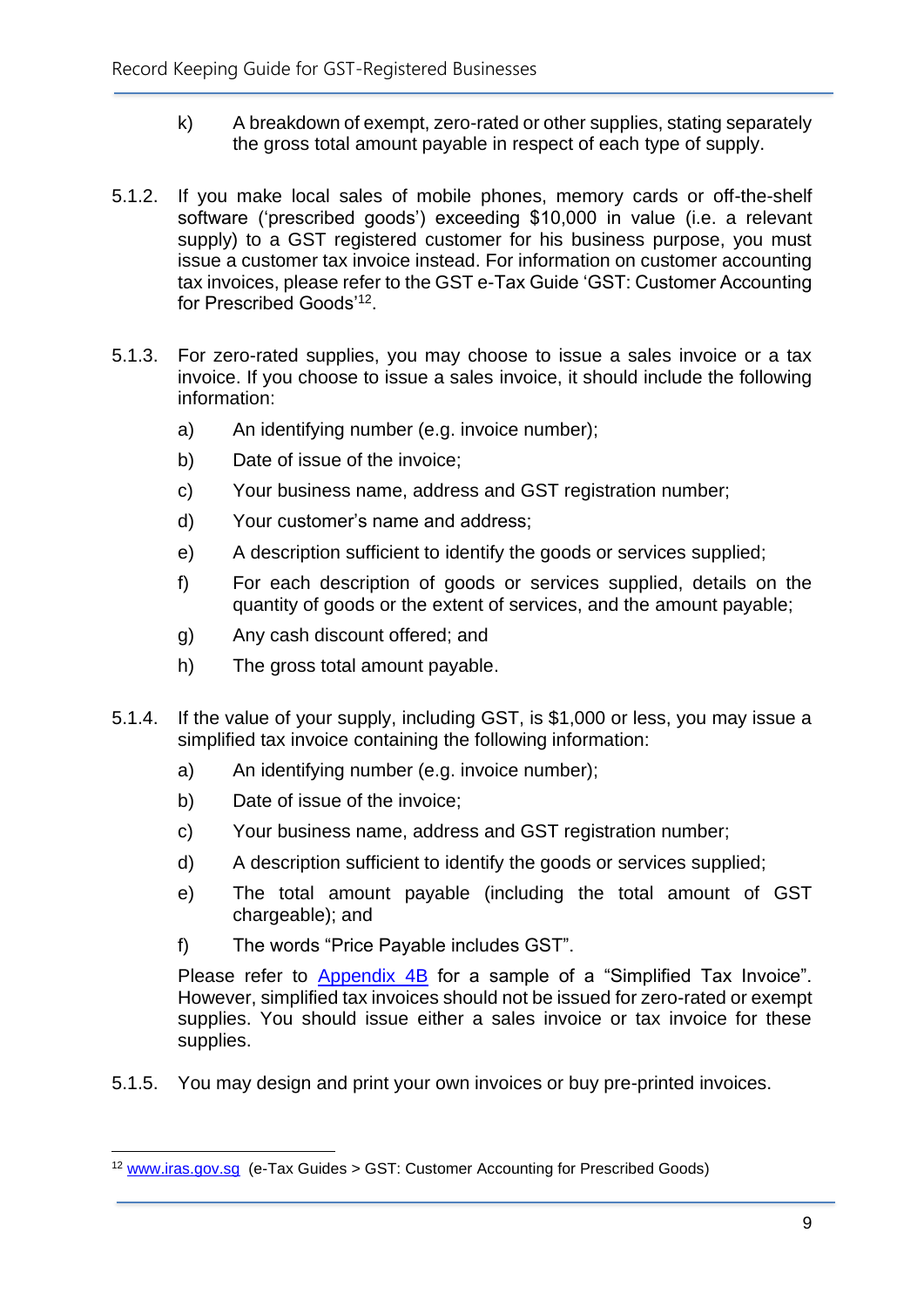k) A breakdown of exempt, zero-rated or other supplies, stating separately the gross total amount payable in respect of each type of supply.

5.1.2. If you make local sales of mobile phones, memory cards or off-the-shelf software ('prescribed goods') exceeding $10,000 in value (i.e. a relevant supply) to a GST registered customer for his business purpose, you must issue a customer tax invoice instead. For information on customer accounting tax invoices, please refer to the GST e-Tax Guide 'GST: Customer Accounting for Prescribed Goods'[12].

5.1.3. For zero-rated supplies, you may choose to issue a sales invoice or a tax invoice. If you choose to issue a sales invoice, it should include the following information:

a) An identifying number (e.g. invoice number);

b) Date of issue of the invoice;

c) Your business name, address and GST registration number;

d) Your customer's name and address;

e) A description sufficient to identify the goods or services supplied;

f) For each description of goods or services supplied, details on the quantity of goods or the extent of services, and the amount payable;

g) Any cash discount offered; and

h) The gross total amount payable.

5.1.4. If the value of your supply, including GST, is $1,000 or less, you may issue a simplified tax invoice containing the following information:

a) An identifying number (e.g. invoice number);

b) Date of issue of the invoice;

c) Your business name, address and GST registration number;

d) A description sufficient to identify the goods or services supplied;

e) The total amount payable (including the total amount of GST chargeable); and

f) The words "Price Payable includes GST".

Please refer to Appendix 4B for a sample of a "Simplified Tax Invoice". However, simplified tax invoices should not be issued for zero-rated or exempt supplies. You should issue either a sales invoice or tax invoice for these supplies.

5.1.5. You may design and print your own invoices or buy pre-printed invoices.

[12] www.iras.gov.sg (e-Tax Guides > GST: Customer Accounting for Prescribed Goods)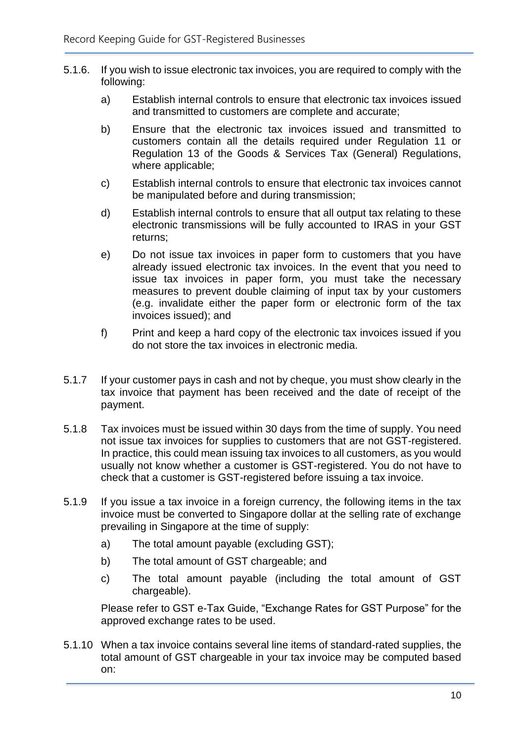5.1.6. If you wish to issue electronic tax invoices, you are required to comply with the following:

a) Establish internal controls to ensure that electronic tax invoices issued and transmitted to customers are complete and accurate;

b) Ensure that the electronic tax invoices issued and transmitted to customers contain all the details required under Regulation 11 or Regulation 13 of the Goods & Services Tax (General) Regulations, where applicable;

c) Establish internal controls to ensure that electronic tax invoices cannot be manipulated before and during transmission;

d) Establish internal controls to ensure that all output tax relating to these electronic transmissions will be fully accounted to IRAS in your GST returns;

e) Do not issue tax invoices in paper form to customers that you have already issued electronic tax invoices. In the event that you need to issue tax invoices in paper form, you must take the necessary measures to prevent double claiming of input tax by your customers (e.g. invalidate either the paper form or electronic form of the tax invoices issued); and

f) Print and keep a hard copy of the electronic tax invoices issued if you do not store the tax invoices in electronic media.

5.1.7 If your customer pays in cash and not by cheque, you must show clearly in the tax invoice that payment has been received and the date of receipt of the payment.

5.1.8 Tax invoices must be issued within 30 days from the time of supply. You need not issue tax invoices for supplies to customers that are not GST-registered. In practice, this could mean issuing tax invoices to all customers, as you would usually not know whether a customer is GST-registered. You do not have to check that a customer is GST-registered before issuing a tax invoice.

5.1.9 If you issue a tax invoice in a foreign currency, the following items in the tax invoice must be converted to Singapore dollar at the selling rate of exchange prevailing in Singapore at the time of supply:

a) The total amount payable (excluding GST);

b) The total amount of GST chargeable; and

c) The total amount payable (including the total amount of GST chargeable).

Please refer to GST e-Tax Guide, "Exchange Rates for GST Purpose" for the approved exchange rates to be used.

5.1.10 When a tax invoice contains several line items of standard-rated supplies, the total amount of GST chargeable in your tax invoice may be computed based on: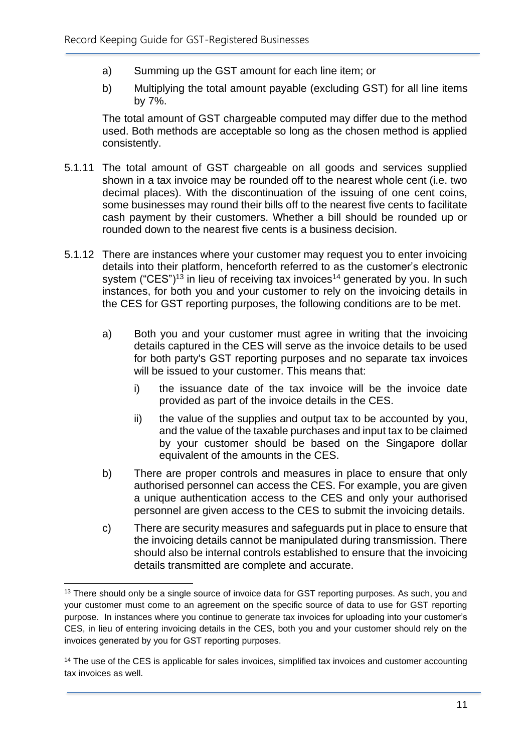a) Summing up the GST amount for each line item; or

b) Multiplying the total amount payable (excluding GST) for all line items by 7%.

The total amount of GST chargeable computed may differ due to the method used. Both methods are acceptable so long as the chosen method is applied consistently.

5.1.11 The total amount of GST chargeable on all goods and services supplied shown in a tax invoice may be rounded off to the nearest whole cent (i.e. two decimal places). With the discontinuation of the issuing of one cent coins, some businesses may round their bills off to the nearest five cents to facilitate cash payment by their customers. Whether a bill should be rounded up or rounded down to the nearest five cents is a business decision.

5.1.12 There are instances where your customer may request you to enter invoicing details into their platform, henceforth referred to as the customer's electronic system ("CES")[13] in lieu of receiving tax invoices[14] generated by you. In such instances, for both you and your customer to rely on the invoicing details in the CES for GST reporting purposes, the following conditions are to be met.

a) Both you and your customer must agree in writing that the invoicing details captured in the CES will serve as the invoice details to be used for both party's GST reporting purposes and no separate tax invoices will be issued to your customer. This means that:

   i) the issuance date of the tax invoice will be the invoice date provided as part of the invoice details in the CES.

   ii) the value of the supplies and output tax to be accounted by you, and the value of the taxable purchases and input tax to be claimed by your customer should be based on the Singapore dollar equivalent of the amounts in the CES.

b) There are proper controls and measures in place to ensure that only authorised personnel can access the CES. For example, you are given a unique authentication access to the CES and only your authorised personnel are given access to the CES to submit the invoicing details.

c) There are security measures and safeguards put in place to ensure that the invoicing details cannot be manipulated during transmission. There should also be internal controls established to ensure that the invoicing details transmitted are complete and accurate.

---

[13] There should only be a single source of invoice data for GST reporting purposes. As such, you and your customer must come to an agreement on the specific source of data to use for GST reporting purpose. In instances where you continue to generate tax invoices for uploading into your customer's CES, in lieu of entering invoicing details in the CES, both you and your customer should rely on the invoices generated by you for GST reporting purposes.

[14] The use of the CES is applicable for sales invoices, simplified tax invoices and customer accounting tax invoices as well.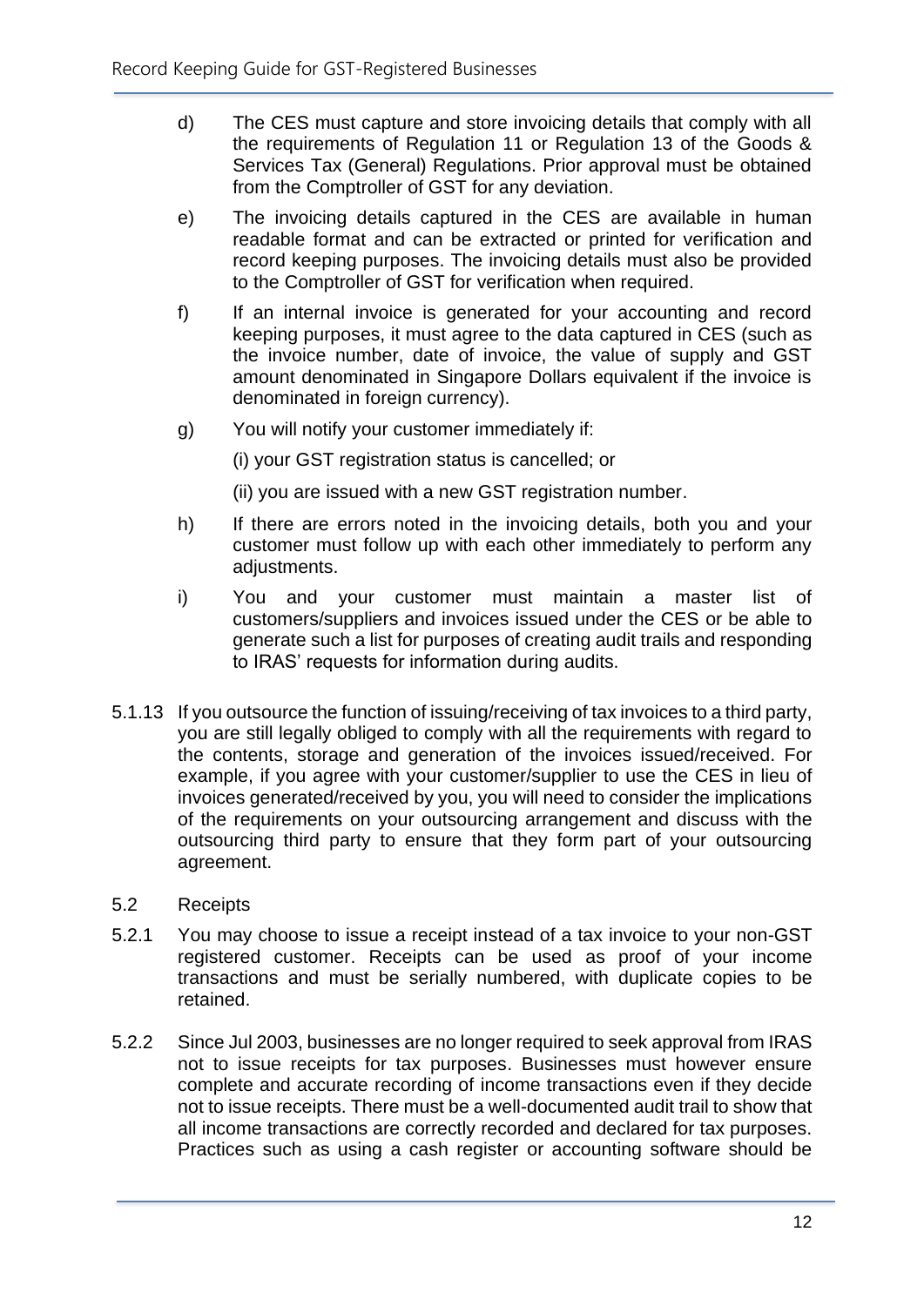d) The CES must capture and store invoicing details that comply with all the requirements of Regulation 11 or Regulation 13 of the Goods & Services Tax (General) Regulations. Prior approval must be obtained from the Comptroller of GST for any deviation.

e) The invoicing details captured in the CES are available in human readable format and can be extracted or printed for verification and record keeping purposes. The invoicing details must also be provided to the Comptroller of GST for verification when required.

f) If an internal invoice is generated for your accounting and record keeping purposes, it must agree to the data captured in CES (such as the invoice number, date of invoice, the value of supply and GST amount denominated in Singapore Dollars equivalent if the invoice is denominated in foreign currency).

g) You will notify your customer immediately if:

   (i) your GST registration status is cancelled; or

   (ii) you are issued with a new GST registration number.

h) If there are errors noted in the invoicing details, both you and your customer must follow up with each other immediately to perform any adjustments.

i) You and your customer must maintain a master list of customers/suppliers and invoices issued under the CES or be able to generate such a list for purposes of creating audit trails and responding to IRAS' requests for information during audits.

5.1.13 If you outsource the function of issuing/receiving of tax invoices to a third party, you are still legally obliged to comply with all the requirements with regard to the contents, storage and generation of the invoices issued/received. For example, if you agree with your customer/supplier to use the CES in lieu of invoices generated/received by you, you will need to consider the implications of the requirements on your outsourcing arrangement and discuss with the outsourcing third party to ensure that they form part of your outsourcing agreement.

5.2 Receipts

5.2.1 You may choose to issue a receipt instead of a tax invoice to your non-GST registered customer. Receipts can be used as proof of your income transactions and must be serially numbered, with duplicate copies to be retained.

5.2.2 Since Jul 2003, businesses are no longer required to seek approval from IRAS not to issue receipts for tax purposes. Businesses must however ensure complete and accurate recording of income transactions even if they decide not to issue receipts. There must be a well-documented audit trail to show that all income transactions are correctly recorded and declared for tax purposes. Practices such as using a cash register or accounting software should be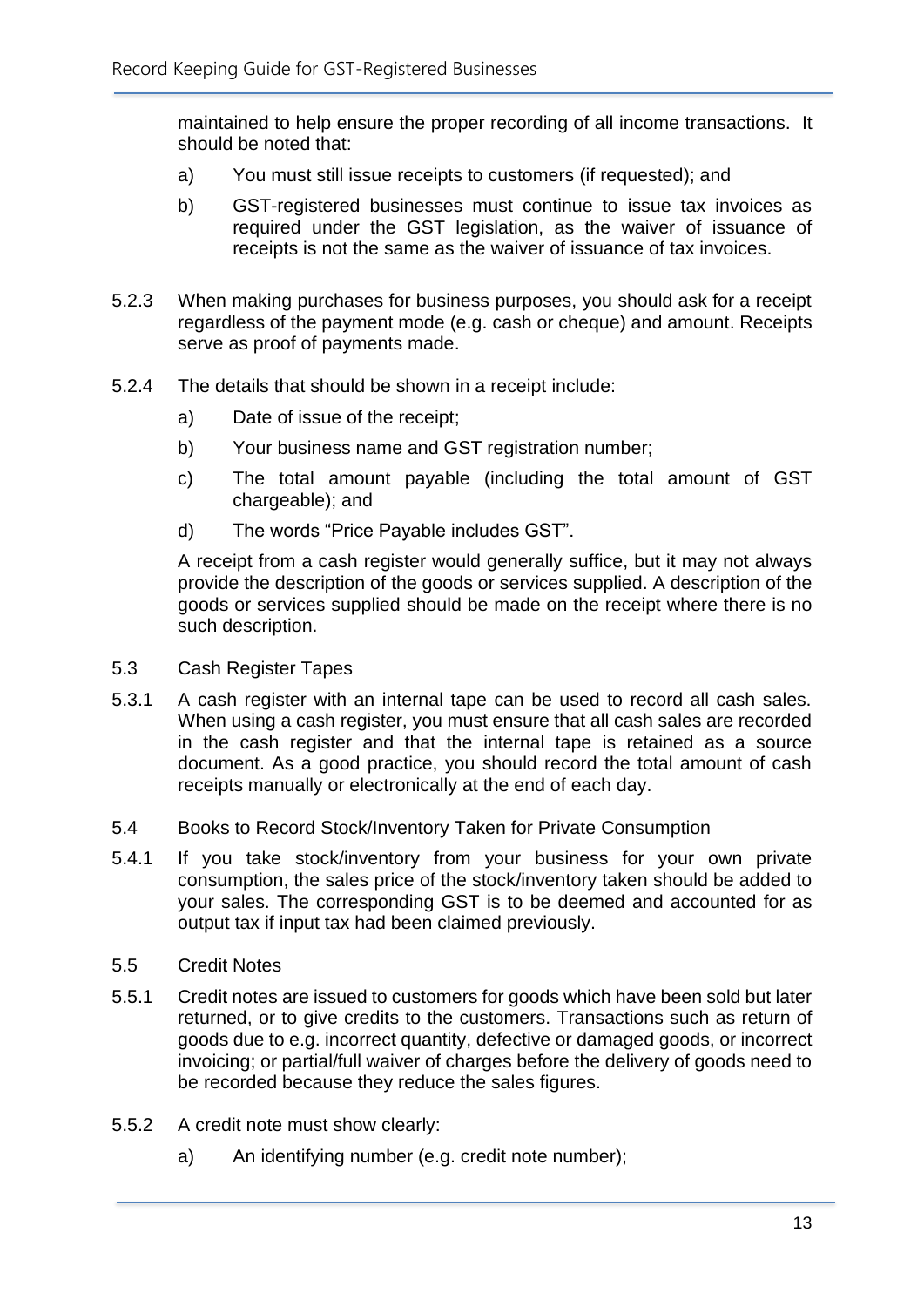maintained to help ensure the proper recording of all income transactions. It should be noted that:

a) You must still issue receipts to customers (if requested); and

b) GST-registered businesses must continue to issue tax invoices as required under the GST legislation, as the waiver of issuance of receipts is not the same as the waiver of issuance of tax invoices.

5.2.3 When making purchases for business purposes, you should ask for a receipt regardless of the payment mode (e.g. cash or cheque) and amount. Receipts serve as proof of payments made.

5.2.4 The details that should be shown in a receipt include:

a) Date of issue of the receipt;

b) Your business name and GST registration number;

c) The total amount payable (including the total amount of GST chargeable); and

d) The words "Price Payable includes GST".

A receipt from a cash register would generally suffice, but it may not always provide the description of the goods or services supplied. A description of the goods or services supplied should be made on the receipt where there is no such description.

## 5.3 Cash Register Tapes

5.3.1 A cash register with an internal tape can be used to record all cash sales. When using a cash register, you must ensure that all cash sales are recorded in the cash register and that the internal tape is retained as a source document. As a good practice, you should record the total amount of cash receipts manually or electronically at the end of each day.

## 5.4 Books to Record Stock/Inventory Taken for Private Consumption

5.4.1 If you take stock/inventory from your business for your own private consumption, the sales price of the stock/inventory taken should be added to your sales. The corresponding GST is to be deemed and accounted for as output tax if input tax had been claimed previously.

## 5.5 Credit Notes

5.5.1 Credit notes are issued to customers for goods which have been sold but later returned, or to give credits to the customers. Transactions such as return of goods due to e.g. incorrect quantity, defective or damaged goods, or incorrect invoicing; or partial/full waiver of charges before the delivery of goods need to be recorded because they reduce the sales figures.

5.5.2 A credit note must show clearly:

a) An identifying number (e.g. credit note number);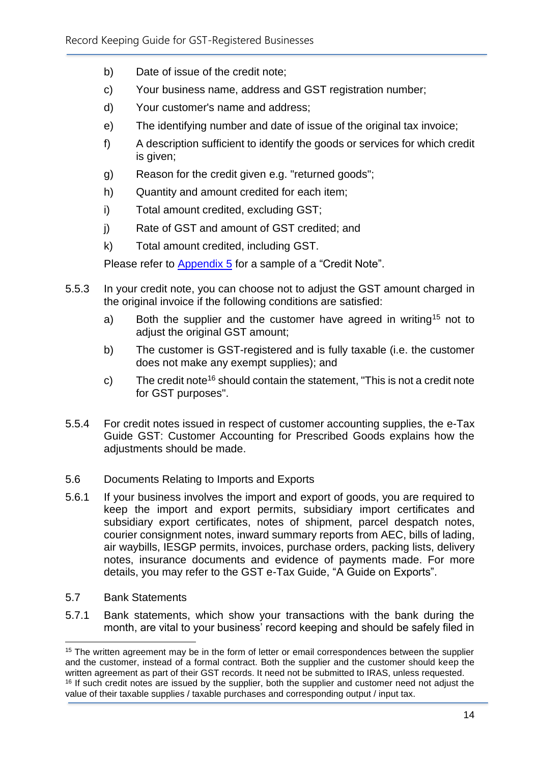b) Date of issue of the credit note;

c) Your business name, address and GST registration number;

d) Your customer's name and address;

e) The identifying number and date of issue of the original tax invoice;

f) A description sufficient to identify the goods or services for which credit is given;

g) Reason for the credit given e.g. "returned goods";

h) Quantity and amount credited for each item;

i) Total amount credited, excluding GST;

j) Rate of GST and amount of GST credited; and

k) Total amount credited, including GST.

Please refer to Appendix 5 for a sample of a "Credit Note".

5.5.3 In your credit note, you can choose not to adjust the GST amount charged in the original invoice if the following conditions are satisfied:

a) Both the supplier and the customer have agreed in writing[15] not to adjust the original GST amount;

b) The customer is GST-registered and is fully taxable (i.e. the customer does not make any exempt supplies); and

c) The credit note[16] should contain the statement, "This is not a credit note for GST purposes".

5.5.4 For credit notes issued in respect of customer accounting supplies, the e-Tax Guide GST: Customer Accounting for Prescribed Goods explains how the adjustments should be made.

## 5.6 Documents Relating to Imports and Exports

5.6.1 If your business involves the import and export of goods, you are required to keep the import and export permits, subsidiary import certificates and subsidiary export certificates, notes of shipment, parcel despatch notes, courier consignment notes, inward summary reports from AEC, bills of lading, air waybills, IESGP permits, invoices, purchase orders, packing lists, delivery notes, insurance documents and evidence of payments made. For more details, you may refer to the GST e-Tax Guide, "A Guide on Exports".

## 5.7 Bank Statements

5.7.1 Bank statements, which show your transactions with the bank during the month, are vital to your business' record keeping and should be safely filed in

---

[15] The written agreement may be in the form of letter or email correspondences between the supplier and the customer, instead of a formal contract. Both the supplier and the customer should keep the written agreement as part of their GST records. It need not be submitted to IRAS, unless requested.

[16] If such credit notes are issued by the supplier, both the supplier and customer need not adjust the value of their taxable supplies / taxable purchases and corresponding output / input tax.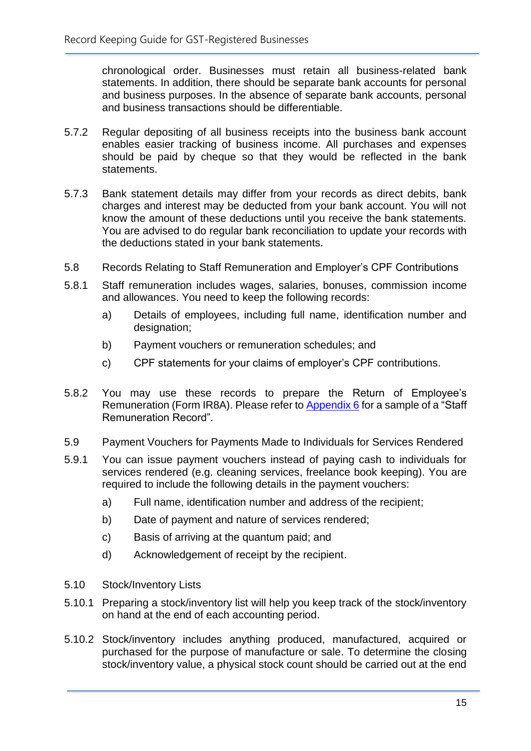chronological order. Businesses must retain all business-related bank statements. In addition, there should be separate bank accounts for personal and business purposes. In the absence of separate bank accounts, personal and business transactions should be differentiable.

5.7.2 Regular depositing of all business receipts into the business bank account enables easier tracking of business income. All purchases and expenses should be paid by cheque so that they would be reflected in the bank statements.

5.7.3 Bank statement details may differ from your records as direct debits, bank charges and interest may be deducted from your bank account. You will not know the amount of these deductions until you receive the bank statements. You are advised to do regular bank reconciliation to update your records with the deductions stated in your bank statements.

### 5.8 Records Relating to Staff Remuneration and Employer's CPF Contributions

5.8.1 Staff remuneration includes wages, salaries, bonuses, commission income and allowances. You need to keep the following records:

a) Details of employees, including full name, identification number and designation;

b) Payment vouchers or remuneration schedules; and

c) CPF statements for your claims of employer's CPF contributions.

5.8.2 You may use these records to prepare the Return of Employee's Remuneration (Form IR8A). Please refer to Appendix 6 for a sample of a "Staff Remuneration Record".

### 5.9 Payment Vouchers for Payments Made to Individuals for Services Rendered

5.9.1 You can issue payment vouchers instead of paying cash to individuals for services rendered (e.g. cleaning services, freelance book keeping). You are required to include the following details in the payment vouchers:

a) Full name, identification number and address of the recipient;

b) Date of payment and nature of services rendered;

c) Basis of arriving at the quantum paid; and

d) Acknowledgement of receipt by the recipient.

### 5.10 Stock/Inventory Lists

5.10.1 Preparing a stock/inventory list will help you keep track of the stock/inventory on hand at the end of each accounting period.

5.10.2 Stock/inventory includes anything produced, manufactured, acquired or purchased for the purpose of manufacture or sale. To determine the closing stock/inventory value, a physical stock count should be carried out at the end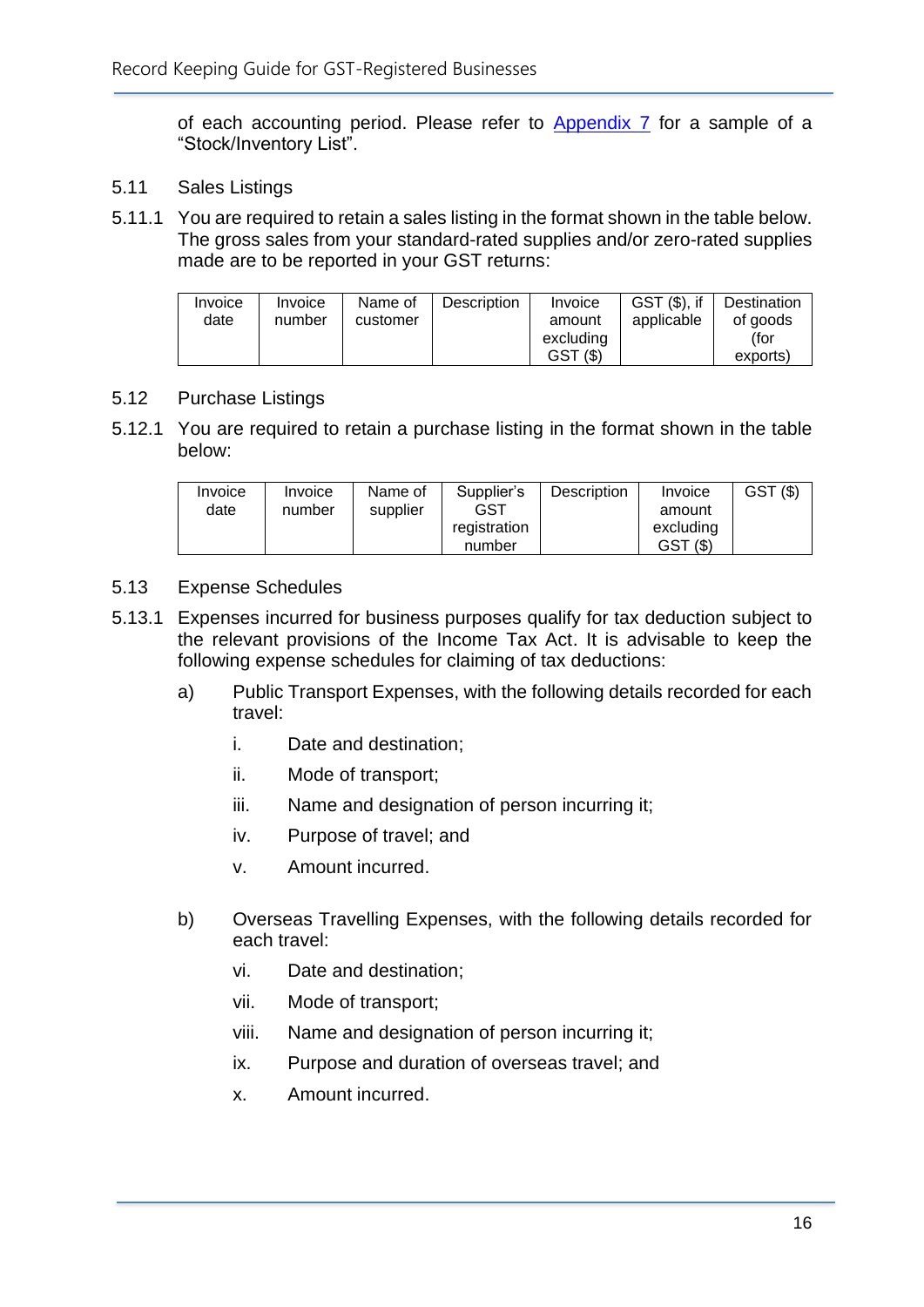of each accounting period. Please refer to [Appendix 7](#) for a sample of a "Stock/Inventory List".

## 5.11 Sales Listings

5.11.1 You are required to retain a sales listing in the format shown in the table below. The gross sales from your standard-rated supplies and/or zero-rated supplies made are to be reported in your GST returns:

| Invoice date | Invoice number | Name of customer | Description | Invoice amount excluding GST ($) | GST ($), if applicable | Destination of goods (for exports) |
|---|---|---|---|---|---|---|
| | | | | | | |

## 5.12 Purchase Listings

5.12.1 You are required to retain a purchase listing in the format shown in the table below:

| Invoice date | Invoice number | Name of supplier | Supplier's GST registration number | Description | Invoice amount excluding GST ($) | GST ($) |
|---|---|---|---|---|---|---|
| | | | | | | |

## 5.13 Expense Schedules

5.13.1 Expenses incurred for business purposes qualify for tax deduction subject to the relevant provisions of the Income Tax Act. It is advisable to keep the following expense schedules for claiming of tax deductions:

a) Public Transport Expenses, with the following details recorded for each travel:

   i. Date and destination;

   ii. Mode of transport;

   iii. Name and designation of person incurring it;

   iv. Purpose of travel; and

   v. Amount incurred.

b) Overseas Travelling Expenses, with the following details recorded for each travel:

   vi. Date and destination;

   vii. Mode of transport;

   viii. Name and designation of person incurring it;

   ix. Purpose and duration of overseas travel; and

   x. Amount incurred.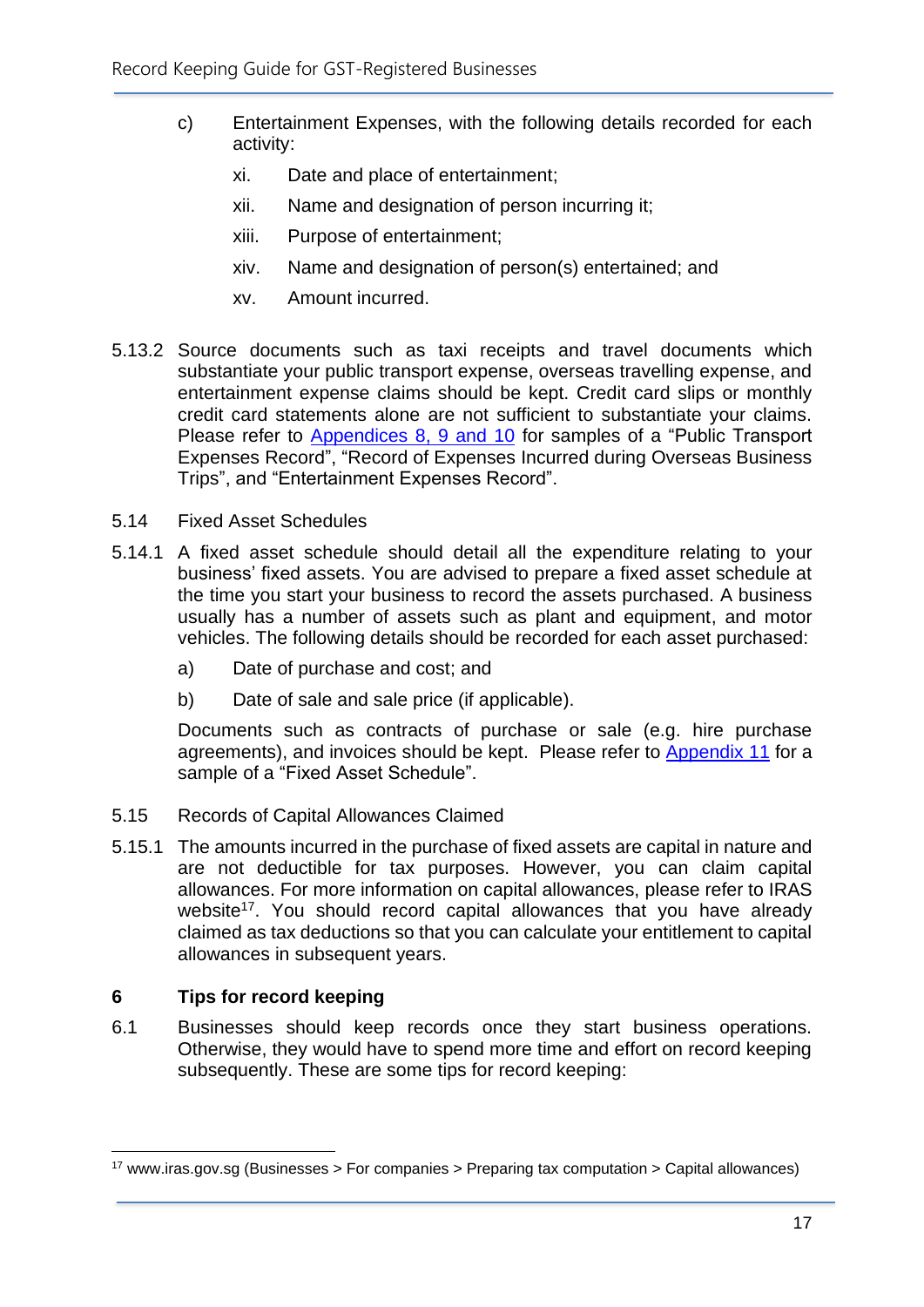c) Entertainment Expenses, with the following details recorded for each activity:

   xi. Date and place of entertainment;

   xii. Name and designation of person incurring it;

   xiii. Purpose of entertainment;

   xiv. Name and designation of person(s) entertained; and

   xv. Amount incurred.

5.13.2 Source documents such as taxi receipts and travel documents which substantiate your public transport expense, overseas travelling expense, and entertainment expense claims should be kept. Credit card slips or monthly credit card statements alone are not sufficient to substantiate your claims. Please refer to Appendices 8, 9 and 10 for samples of a "Public Transport Expenses Record", "Record of Expenses Incurred during Overseas Business Trips", and "Entertainment Expenses Record".

5.14 Fixed Asset Schedules

5.14.1 A fixed asset schedule should detail all the expenditure relating to your business' fixed assets. You are advised to prepare a fixed asset schedule at the time you start your business to record the assets purchased. A business usually has a number of assets such as plant and equipment, and motor vehicles. The following details should be recorded for each asset purchased:

   a) Date of purchase and cost; and

   b) Date of sale and sale price (if applicable).

   Documents such as contracts of purchase or sale (e.g. hire purchase agreements), and invoices should be kept. Please refer to Appendix 11 for a sample of a "Fixed Asset Schedule".

5.15 Records of Capital Allowances Claimed

5.15.1 The amounts incurred in the purchase of fixed assets are capital in nature and are not deductible for tax purposes. However, you can claim capital allowances. For more information on capital allowances, please refer to IRAS website[17]. You should record capital allowances that you have already claimed as tax deductions so that you can calculate your entitlement to capital allowances in subsequent years.

## 6 Tips for record keeping

6.1 Businesses should keep records once they start business operations. Otherwise, they would have to spend more time and effort on record keeping subsequently. These are some tips for record keeping:

---

[17] www.iras.gov.sg (Businesses > For companies > Preparing tax computation > Capital allowances)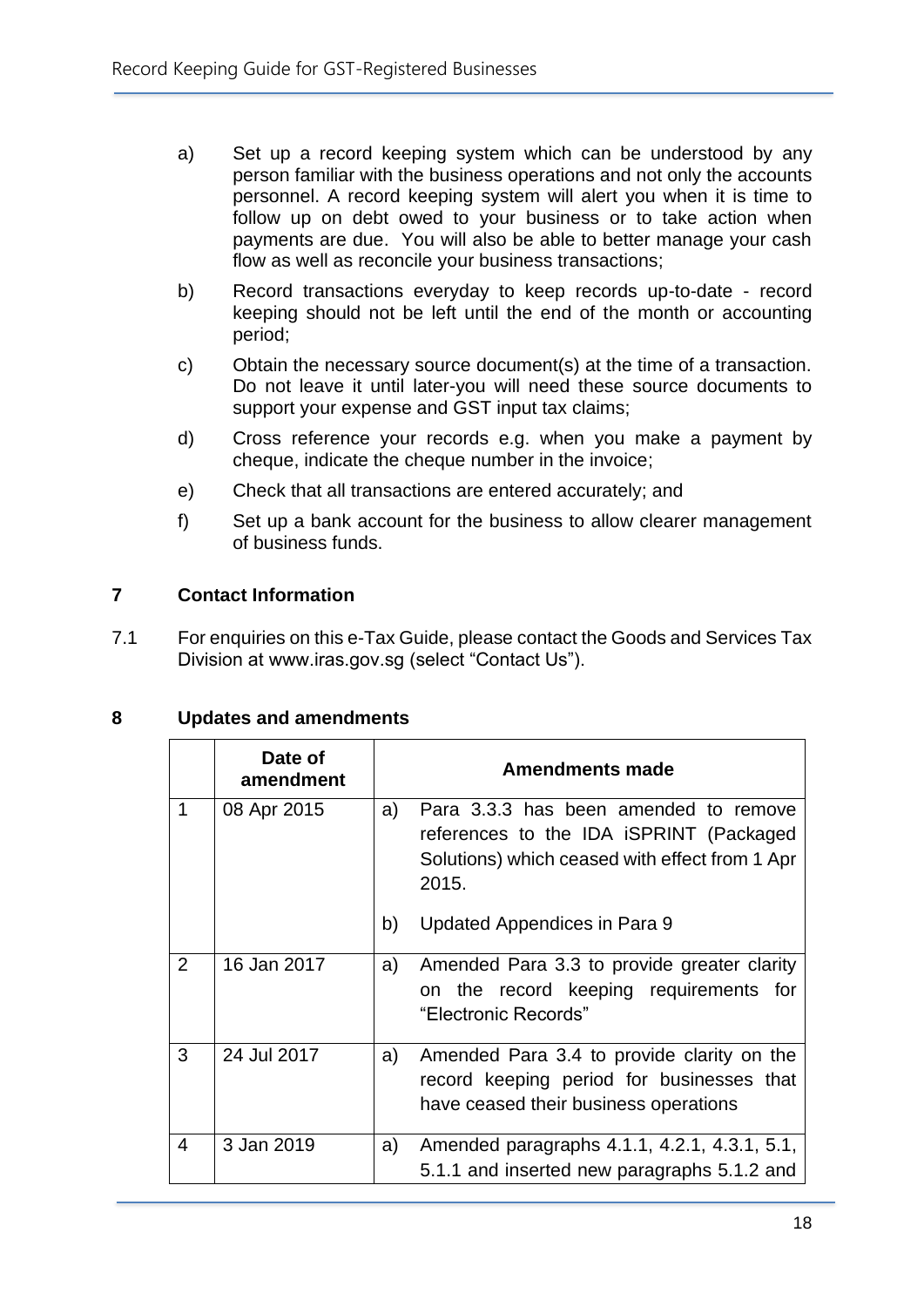a) Set up a record keeping system which can be understood by any person familiar with the business operations and not only the accounts personnel. A record keeping system will alert you when it is time to follow up on debt owed to your business or to take action when payments are due. You will also be able to better manage your cash flow as well as reconcile your business transactions;

b) Record transactions everyday to keep records up-to-date - record keeping should not be left until the end of the month or accounting period;

c) Obtain the necessary source document(s) at the time of a transaction. Do not leave it until later-you will need these source documents to support your expense and GST input tax claims;

d) Cross reference your records e.g. when you make a payment by cheque, indicate the cheque number in the invoice;

e) Check that all transactions are entered accurately; and

f) Set up a bank account for the business to allow clearer management of business funds.

## 7 Contact Information

7.1 For enquiries on this e-Tax Guide, please contact the Goods and Services Tax Division at www.iras.gov.sg (select "Contact Us").

## 8 Updates and amendments

| | Date of amendment | Amendments made |
|---|---|---|
| 1 | 08 Apr 2015 | a) Para 3.3.3 has been amended to remove references to the IDA iSPRINT (Packaged Solutions) which ceased with effect from 1 Apr 2015.<br><br>b) Updated Appendices in Para 9 |
| 2 | 16 Jan 2017 | a) Amended Para 3.3 to provide greater clarity on the record keeping requirements for "Electronic Records" |
| 3 | 24 Jul 2017 | a) Amended Para 3.4 to provide clarity on the record keeping period for businesses that have ceased their business operations |
| 4 | 3 Jan 2019 | a) Amended paragraphs 4.1.1, 4.2.1, 4.3.1, 5.1, 5.1.1 and inserted new paragraphs 5.1.2 and |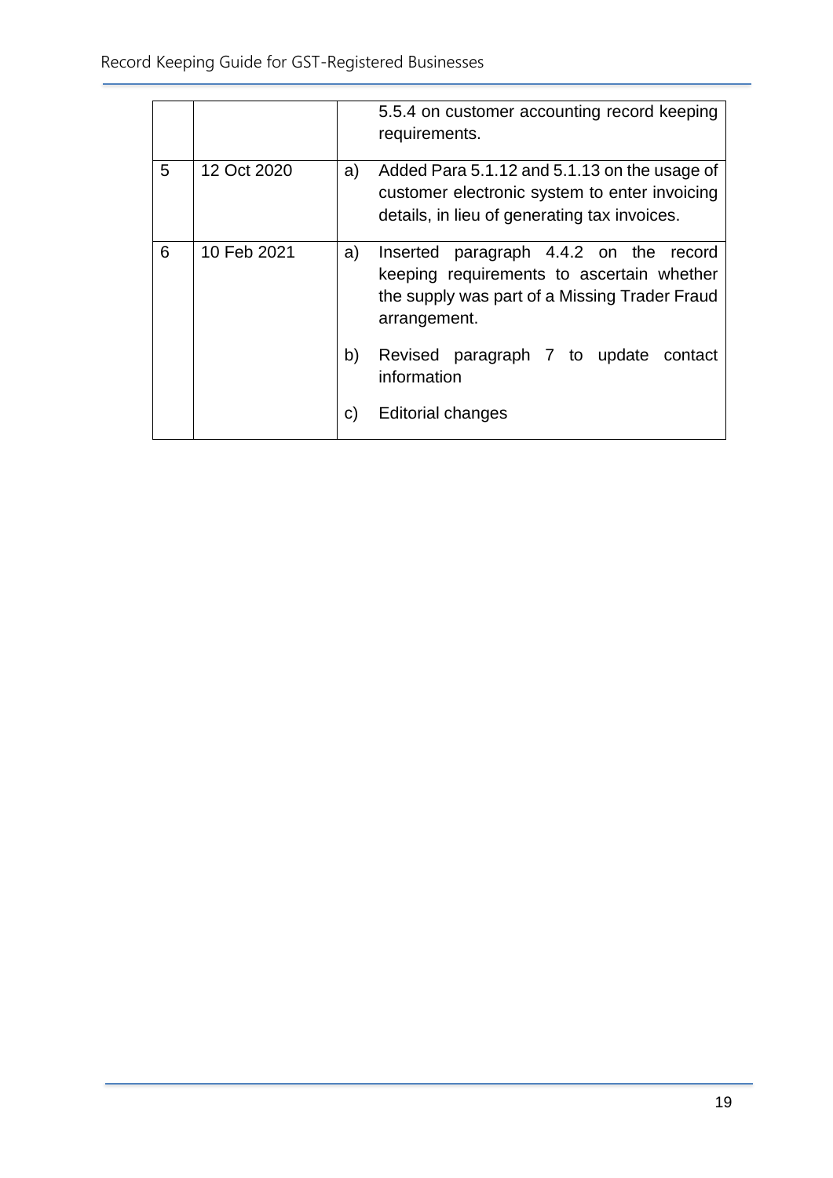|  |  |  |  |
|---|---|---|---|
|  |  |  | 5.5.4 on customer accounting record keeping requirements. |
| 5 | 12 Oct 2020 | a) | Added Para 5.1.12 and 5.1.13 on the usage of customer electronic system to enter invoicing details, in lieu of generating tax invoices. |
| 6 | 10 Feb 2021 | a) | Inserted paragraph 4.4.2 on the record keeping requirements to ascertain whether the supply was part of a Missing Trader Fraud arrangement. |
|  |  | b) | Revised paragraph 7 to update contact information |
|  |  | c) | Editorial changes |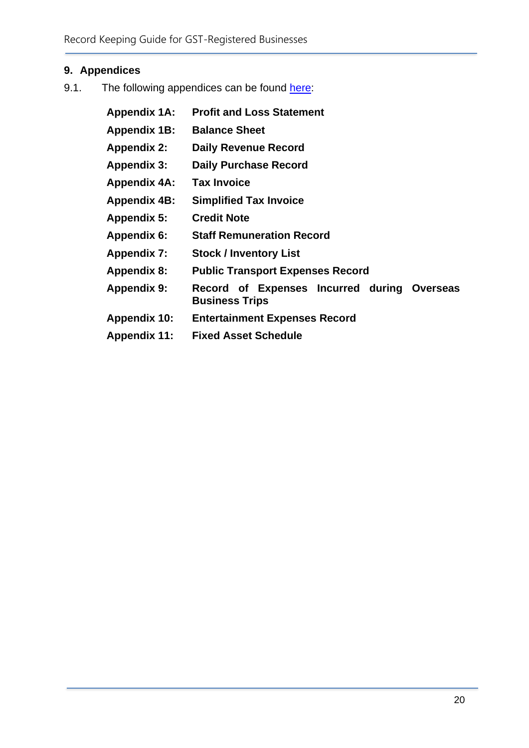## 9. Appendices

9.1. The following appendices can be found here:

| | |
|---|---|
| **Appendix 1A:** | **Profit and Loss Statement** |
| **Appendix 1B:** | **Balance Sheet** |
| **Appendix 2:** | **Daily Revenue Record** |
| **Appendix 3:** | **Daily Purchase Record** |
| **Appendix 4A:** | **Tax Invoice** |
| **Appendix 4B:** | **Simplified Tax Invoice** |
| **Appendix 5:** | **Credit Note** |
| **Appendix 6:** | **Staff Remuneration Record** |
| **Appendix 7:** | **Stock / Inventory List** |
| **Appendix 8:** | **Public Transport Expenses Record** |
| **Appendix 9:** | **Record of Expenses Incurred during Overseas Business Trips** |
| **Appendix 10:** | **Entertainment Expenses Record** |
| **Appendix 11:** | **Fixed Asset Schedule** |